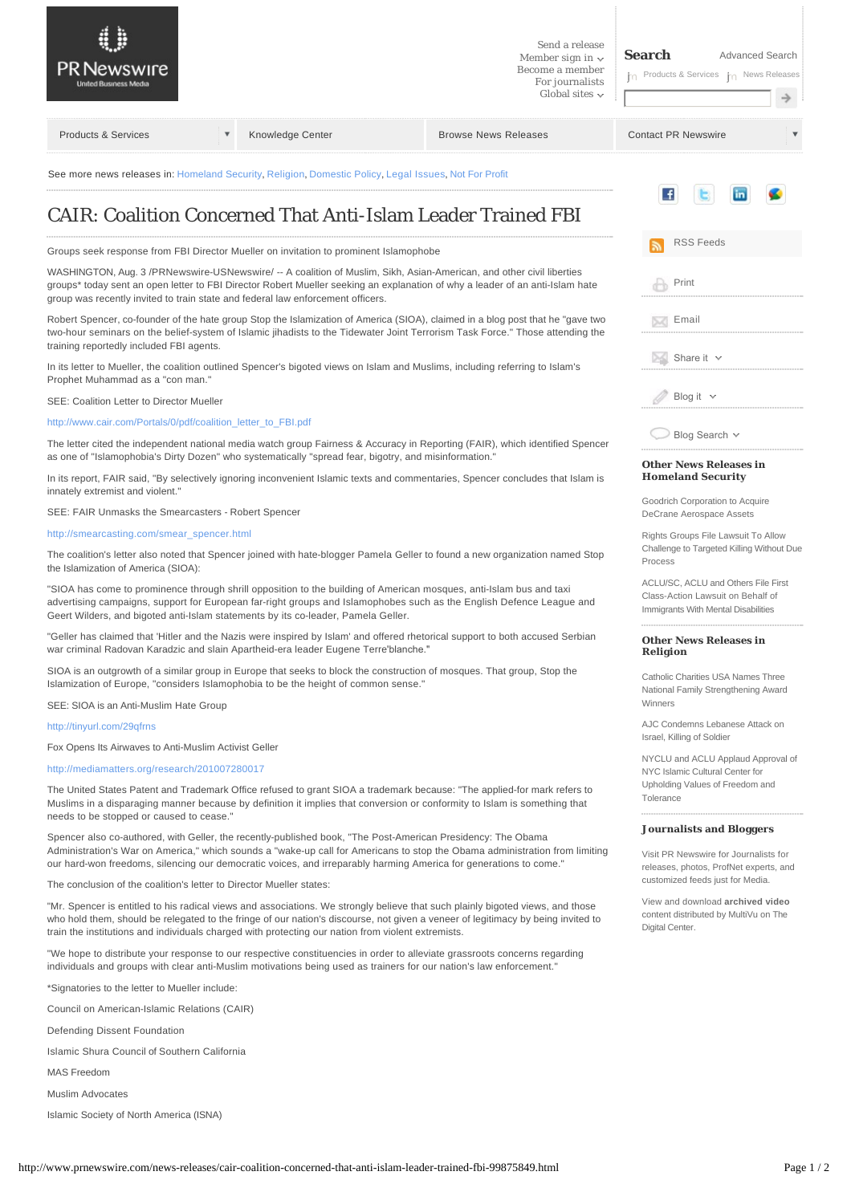Send a release
Member sign in
Become a member
For journalists
Global sites

**Search** Advanced Search

Products & Services | News Releases

Products & Services | Knowledge Center | Browse News Releases | Contact PR Newswire

See more news releases in: Homeland Security, Religion, Domestic Policy, Legal Issues, Not For Profit

# CAIR: Coalition Concerned That Anti-Islam Leader Trained FBI

Groups seek response from FBI Director Mueller on invitation to prominent Islamophobe

WASHINGTON, Aug. 3 /PRNewswire-USNewswire/ -- A coalition of Muslim, Sikh, Asian-American, and other civil liberties groups* today sent an open letter to FBI Director Robert Mueller seeking an explanation of why a leader of an anti-Islam hate group was recently invited to train state and federal law enforcement officers.

Robert Spencer, co-founder of the hate group Stop the Islamization of America (SIOA), claimed in a blog post that he "gave two two-hour seminars on the belief-system of Islamic jihadists to the Tidewater Joint Terrorism Task Force." Those attending the training reportedly included FBI agents.

In its letter to Mueller, the coalition outlined Spencer's bigoted views on Islam and Muslims, including referring to Islam's Prophet Muhammad as a "con man."

SEE: Coalition Letter to Director Mueller

http://www.cair.com/Portals/0/pdf/coalition_letter_to_FBI.pdf

The letter cited the independent national media watch group Fairness & Accuracy in Reporting (FAIR), which identified Spencer as one of "Islamophobia's Dirty Dozen" who systematically "spread fear, bigotry, and misinformation."

In its report, FAIR said, "By selectively ignoring inconvenient Islamic texts and commentaries, Spencer concludes that Islam is innately extremist and violent."

SEE: FAIR Unmasks the Smearcasters - Robert Spencer

http://smearcasting.com/smear_spencer.html

The coalition's letter also noted that Spencer joined with hate-blogger Pamela Geller to found a new organization named Stop the Islamization of America (SIOA):

"SIOA has come to prominence through shrill opposition to the building of American mosques, anti-Islam bus and taxi advertising campaigns, support for European far-right groups and Islamophobes such as the English Defence League and Geert Wilders, and bigoted anti-Islam statements by its co-leader, Pamela Geller.

"Geller has claimed that 'Hitler and the Nazis were inspired by Islam' and offered rhetorical support to both accused Serbian war criminal Radovan Karadzic and slain Apartheid-era leader Eugene Terre'blanche."

SIOA is an outgrowth of a similar group in Europe that seeks to block the construction of mosques. That group, Stop the Islamization of Europe, "considers Islamophobia to be the height of common sense."

SEE: SIOA is an Anti-Muslim Hate Group

http://tinyurl.com/29qfrns

Fox Opens Its Airwaves to Anti-Muslim Activist Geller

http://mediamatters.org/research/201007280017

The United States Patent and Trademark Office refused to grant SIOA a trademark because: "The applied-for mark refers to Muslims in a disparaging manner because by definition it implies that conversion or conformity to Islam is something that needs to be stopped or caused to cease."

Spencer also co-authored, with Geller, the recently-published book, "The Post-American Presidency: The Obama Administration's War on America," which sounds a "wake-up call for Americans to stop the Obama administration from limiting our hard-won freedoms, silencing our democratic voices, and irreparably harming America for generations to come."

The conclusion of the coalition's letter to Director Mueller states:

"Mr. Spencer is entitled to his radical views and associations. We strongly believe that such plainly bigoted views, and those who hold them, should be relegated to the fringe of our nation's discourse, not given a veneer of legitimacy by being invited to train the institutions and individuals charged with protecting our nation from violent extremists.

"We hope to distribute your response to our respective constituencies in order to alleviate grassroots concerns regarding individuals and groups with clear anti-Muslim motivations being used as trainers for our nation's law enforcement."

*Signatories to the letter to Mueller include:

Council on American-Islamic Relations (CAIR)

Defending Dissent Foundation

Islamic Shura Council of Southern California

MAS Freedom

Muslim Advocates

Islamic Society of North America (ISNA)

RSS Feeds

Print

Email

Share it

Blog it

Blog Search

### Other News Releases in Homeland Security

Goodrich Corporation to Acquire DeCrane Aerospace Assets

Rights Groups File Lawsuit To Allow Challenge to Targeted Killing Without Due Process

ACLU/SC, ACLU and Others File First Class-Action Lawsuit on Behalf of Immigrants With Mental Disabilities

### Other News Releases in Religion

Catholic Charities USA Names Three National Family Strengthening Award Winners

AJC Condemns Lebanese Attack on Israel, Killing of Soldier

NYCLU and ACLU Applaud Approval of NYC Islamic Cultural Center for Upholding Values of Freedom and Tolerance

### Journalists and Bloggers

Visit PR Newswire for Journalists for releases, photos, ProfNet experts, and customized feeds just for Media.

View and download **archived video** content distributed by MultiVu on The Digital Center.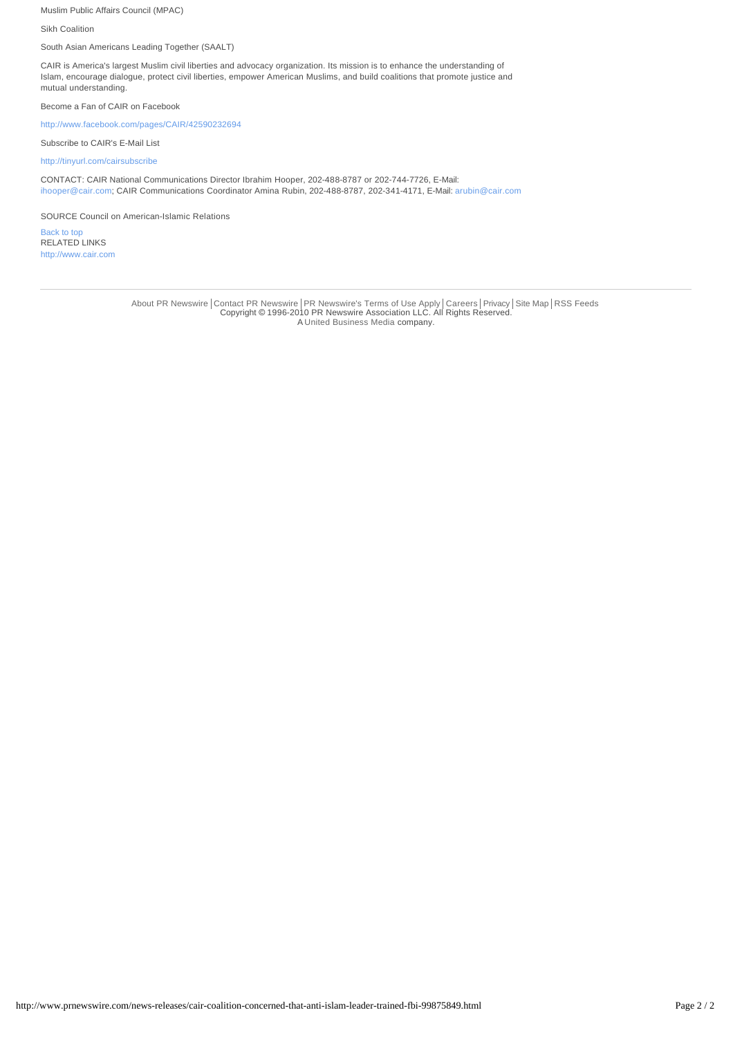Muslim Public Affairs Council (MPAC)

Sikh Coalition

South Asian Americans Leading Together (SAALT)

CAIR is America's largest Muslim civil liberties and advocacy organization. Its mission is to enhance the understanding of Islam, encourage dialogue, protect civil liberties, empower American Muslims, and build coalitions that promote justice and mutual understanding.

Become a Fan of CAIR on Facebook

http://www.facebook.com/pages/CAIR/42590232694

Subscribe to CAIR's E-Mail List

http://tinyurl.com/cairsubscribe

CONTACT: CAIR National Communications Director Ibrahim Hooper, 202-488-8787 or 202-744-7726, E-Mail: ihooper@cair.com; CAIR Communications Coordinator Amina Rubin, 202-488-8787, 202-341-4171, E-Mail: arubin@cair.com

SOURCE Council on American-Islamic Relations

Back to top

RELATED LINKS

http://www.cair.com

About PR Newswire | Contact PR Newswire | PR Newswire's Terms of Use Apply | Careers | Privacy | Site Map | RSS Feeds

Copyright © 1996-2010 PR Newswire Association LLC. All Rights Reserved.

A United Business Media company.